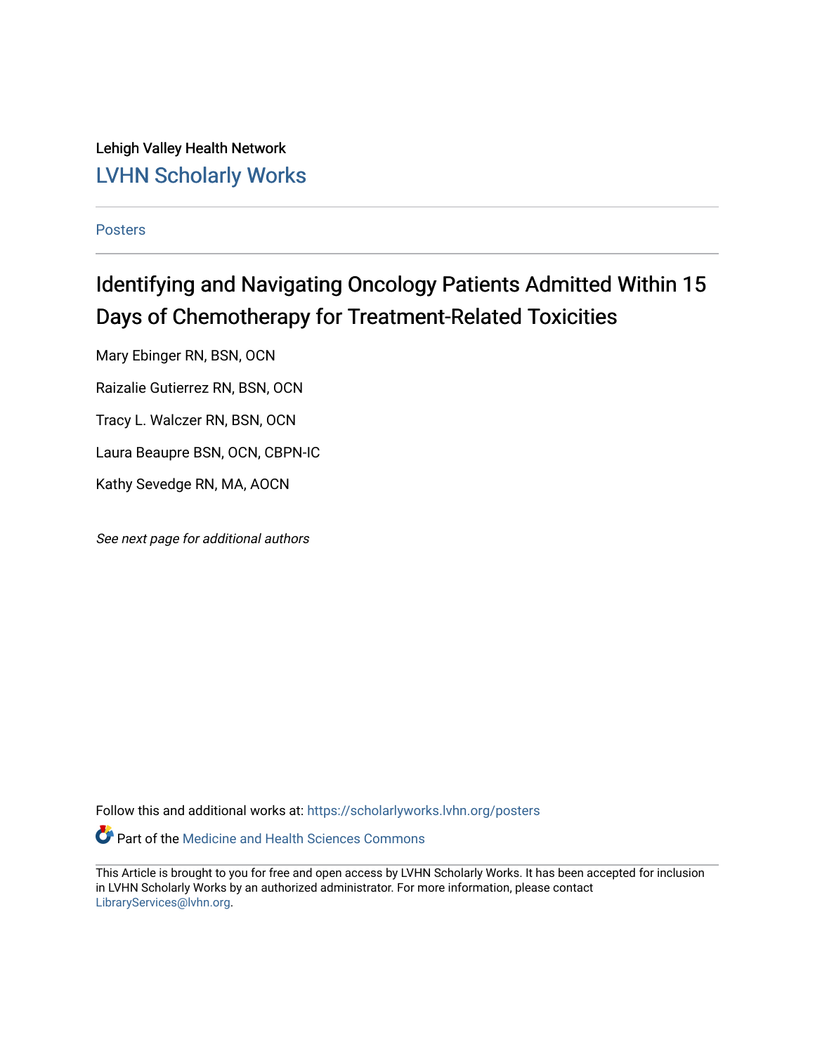Lehigh Valley Health Network

LVHN Scholarly Works

Posters

# Identifying and Navigating Oncology Patients Admitted Within 15 Days of Chemotherapy for Treatment-Related Toxicities

Mary Ebinger RN, BSN, OCN

Raizalie Gutierrez RN, BSN, OCN

Tracy L. Walczer RN, BSN, OCN

Laura Beaupre BSN, OCN, CBPN-IC

Kathy Sevedge RN, MA, AOCN

*See next page for additional authors*

Follow this and additional works at: https://scholarlyworks.lvhn.org/posters

Part of the Medicine and Health Sciences Commons

This Article is brought to you for free and open access by LVHN Scholarly Works. It has been accepted for inclusion in LVHN Scholarly Works by an authorized administrator. For more information, please contact LibraryServices@lvhn.org.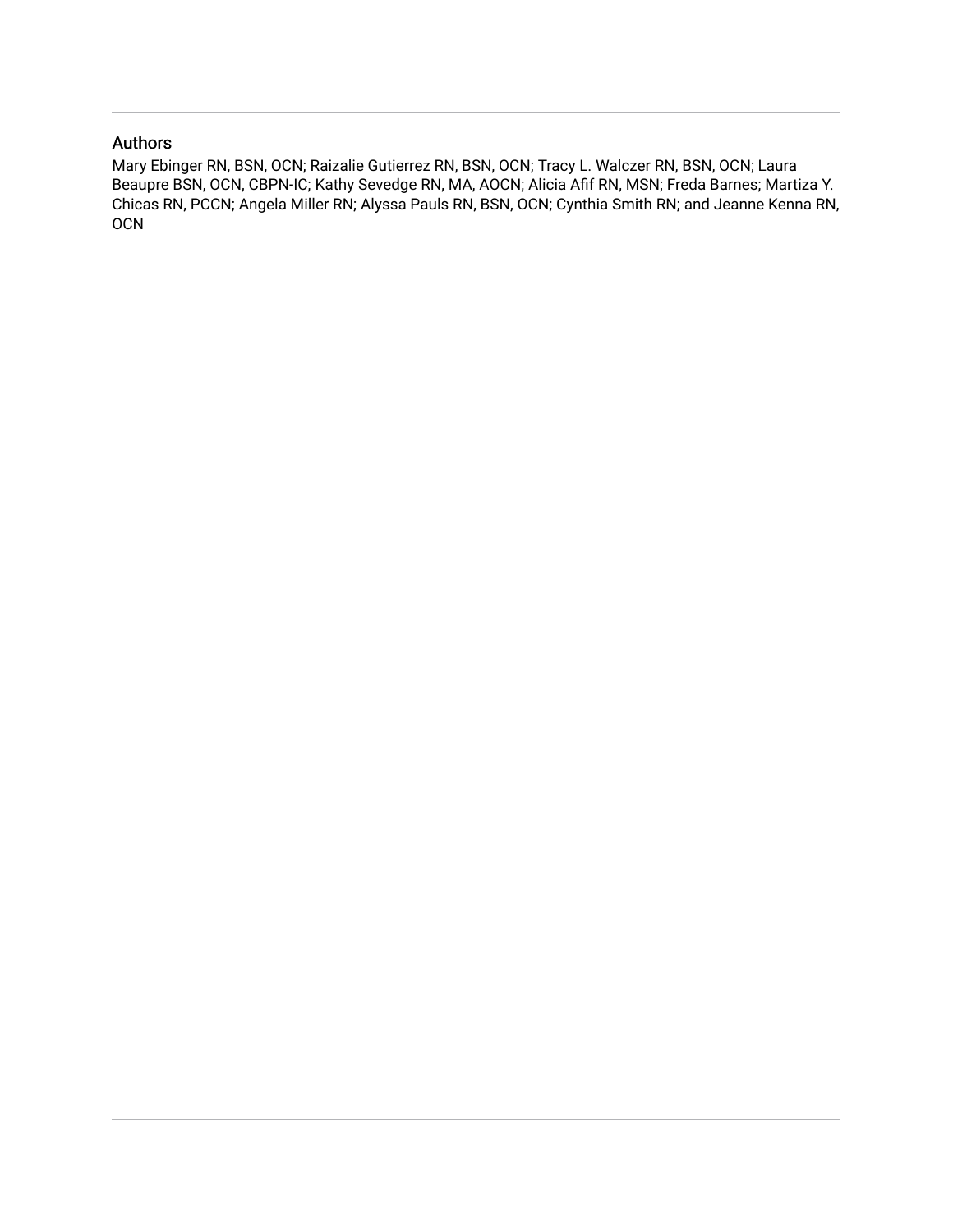## Authors

Mary Ebinger RN, BSN, OCN; Raizalie Gutierrez RN, BSN, OCN; Tracy L. Walczer RN, BSN, OCN; Laura Beaupre BSN, OCN, CBPN-IC; Kathy Sevedge RN, MA, AOCN; Alicia Afif RN, MSN; Freda Barnes; Martiza Y. Chicas RN, PCCN; Angela Miller RN; Alyssa Pauls RN, BSN, OCN; Cynthia Smith RN; and Jeanne Kenna RN, OCN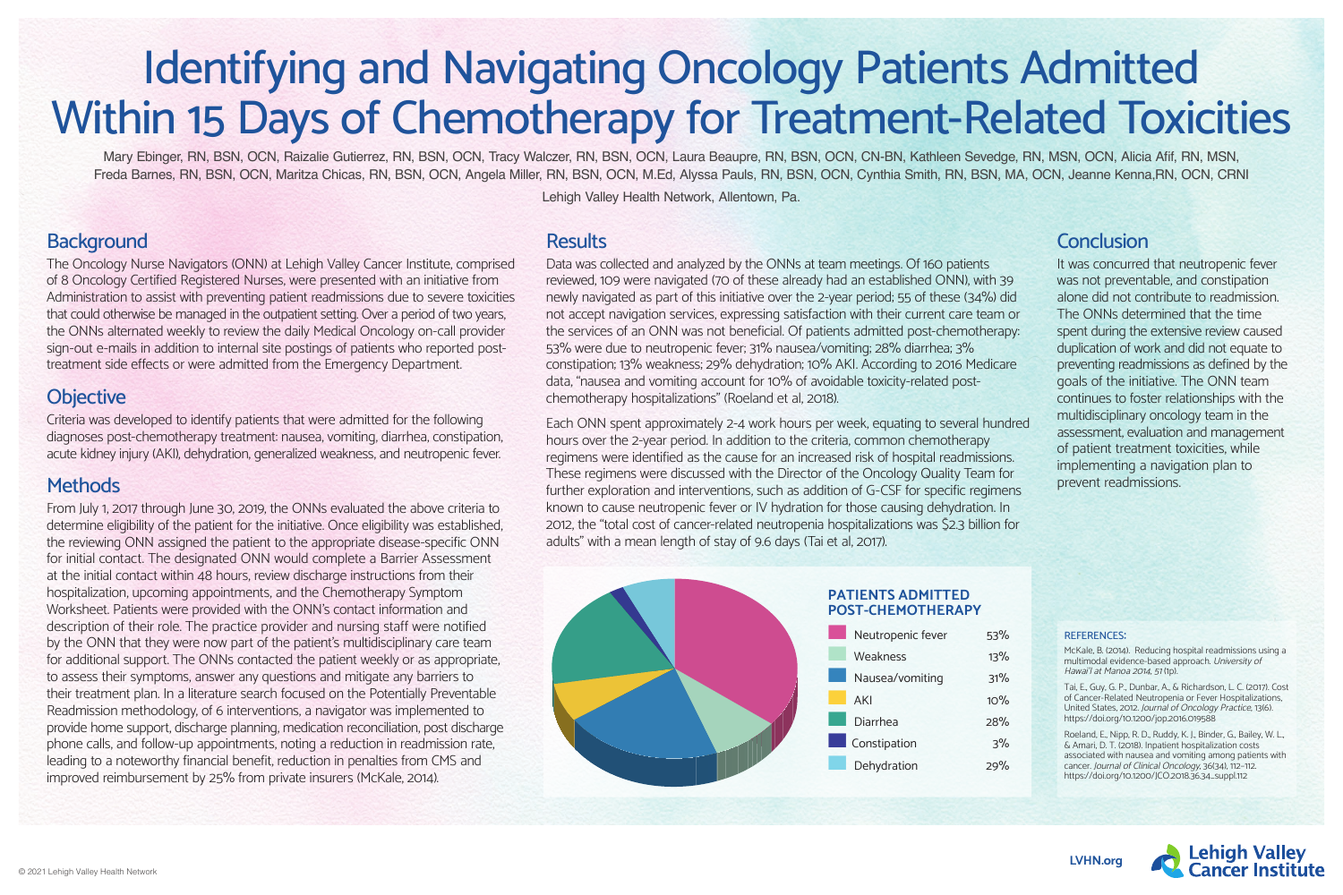# Identifying and Navigating Oncology Patients Admitted Within 15 Days of Chemotherapy for Treatment-Related Toxicities

Mary Ebinger, RN, BSN, OCN, Raizalie Gutierrez, RN, BSN, OCN, Tracy Walczer, RN, BSN, OCN, Laura Beaupre, RN, BSN, OCN, CN-BN, Kathleen Sevedge, RN, MSN, OCN, Alicia Afif, RN, MSN, Freda Barnes, RN, BSN, OCN, Maritza Chicas, RN, BSN, OCN, Angela Miller, RN, BSN, OCN, M.Ed, Alyssa Pauls, RN, BSN, OCN, Cynthia Smith, RN, BSN, MA, OCN, Jeanne Kenna,RN, OCN, CRNI

Lehigh Valley Health Network, Allentown, Pa.

## Background

The Oncology Nurse Navigators (ONN) at Lehigh Valley Cancer Institute, comprised of 8 Oncology Certified Registered Nurses, were presented with an initiative from Administration to assist with preventing patient readmissions due to severe toxicities that could otherwise be managed in the outpatient setting. Over a period of two years, the ONNs alternated weekly to review the daily Medical Oncology on-call provider sign-out e-mails in addition to internal site postings of patients who reported post-treatment side effects or were admitted from the Emergency Department.

## Objective

Criteria was developed to identify patients that were admitted for the following diagnoses post-chemotherapy treatment: nausea, vomiting, diarrhea, constipation, acute kidney injury (AKI), dehydration, generalized weakness, and neutropenic fever.

## Methods

From July 1, 2017 through June 30, 2019, the ONNs evaluated the above criteria to determine eligibility of the patient for the initiative. Once eligibility was established, the reviewing ONN assigned the patient to the appropriate disease-specific ONN for initial contact. The designated ONN would complete a Barrier Assessment at the initial contact within 48 hours, review discharge instructions from their hospitalization, upcoming appointments, and the Chemotherapy Symptom Worksheet. Patients were provided with the ONN's contact information and description of their role. The practice provider and nursing staff were notified by the ONN that they were now part of the patient's multidisciplinary care team for additional support. The ONNs contacted the patient weekly or as appropriate, to assess their symptoms, answer any questions and mitigate any barriers to their treatment plan. In a literature search focused on the Potentially Preventable Readmission methodology, of 6 interventions, a navigator was implemented to provide home support, discharge planning, medication reconciliation, post discharge phone calls, and follow-up appointments, noting a reduction in readmission rate, leading to a noteworthy financial benefit, reduction in penalties from CMS and improved reimbursement by 25% from private insurers (McKale, 2014).

## Results

Data was collected and analyzed by the ONNs at team meetings. Of 160 patients reviewed, 109 were navigated (70 of these already had an established ONN), with 39 newly navigated as part of this initiative over the 2-year period; 55 of these (34%) did not accept navigation services, expressing satisfaction with their current care team or the services of an ONN was not beneficial. Of patients admitted post-chemotherapy: 53% were due to neutropenic fever; 31% nausea/vomiting; 28% diarrhea; 3% constipation; 13% weakness; 29% dehydration; 10% AKI. According to 2016 Medicare data, "nausea and vomiting account for 10% of avoidable toxicity-related post-chemotherapy hospitalizations" (Roeland et al, 2018).

Each ONN spent approximately 2-4 work hours per week, equating to several hundred hours over the 2-year period. In addition to the criteria, common chemotherapy regimens were identified as the cause for an increased risk of hospital readmissions. These regimens were discussed with the Director of the Oncology Quality Team for further exploration and interventions, such as addition of G-CSF for specific regimens known to cause neutropenic fever or IV hydration for those causing dehydration. In 2012, the "total cost of cancer-related neutropenia hospitalizations was $2.3 billion for adults" with a mean length of stay of 9.6 days (Tai et al, 2017).

**PATIENTS ADMITTED POST-CHEMOTHERAPY**

Neutropenic fever 53%
Weakness 13%
Nausea/vomiting 31%
AKI 10%
Diarrhea 28%
Constipation 3%
Dehydration 29%

## Conclusion

It was concurred that neutropenic fever was not preventable, and constipation alone did not contribute to readmission. The ONNs determined that the time spent during the extensive review caused duplication of work and did not equate to preventing readmissions as defined by the goals of the initiative. The ONN team continues to foster relationships with the multidisciplinary oncology team in the assessment, evaluation and management of patient treatment toxicities, while implementing a navigation plan to prevent readmissions.

### REFERENCES:

McKale, B. (2014). Reducing hospital readmissions using a multimodal evidence-based approach. *University of Hawai'I at Manoa 2014, 51* (1p).

Tai, E., Guy, G. P., Dunbar, A., & Richardson, L. C. (2017). Cost of Cancer-Related Neutropenia or Fever Hospitalizations, United States, 2012. *Journal of Oncology Practice*, 13(6). https://doi.org/10.1200/jop.2016.019588

Roeland, E., Nipp, R. D., Ruddy, K. J., Binder, G., Bailey, W. L., & Amari, D. T. (2018). Inpatient hospitalization costs associated with nausea and vomiting among patients with cancer. *Journal of Clinical Oncology*, 36(34), 112–112. https://doi.org/10.1200/JCO.2018.36.34_suppl.112

© 2021 Lehigh Valley Health Network

LVHN.org

Lehigh Valley Cancer Institute